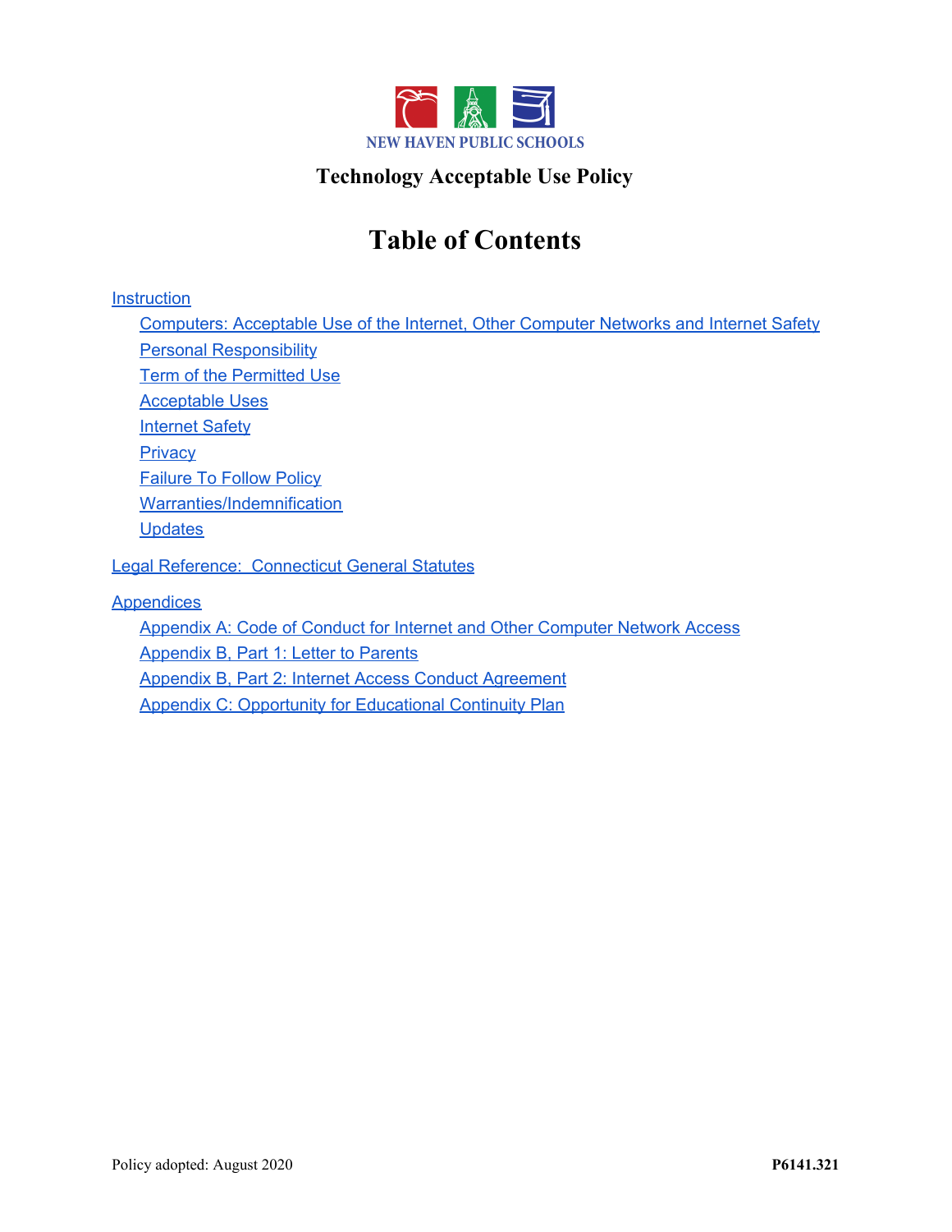NEW HAVEN PUBLIC SCHOOLS

## Technology Acceptable Use Policy

# Table of Contents

Instruction

- Computers: Acceptable Use of the Internet, Other Computer Networks and Internet Safety
- Personal Responsibility
- Term of the Permitted Use
- Acceptable Uses
- Internet Safety
- Privacy
- Failure To Follow Policy
- Warranties/Indemnification
- Updates

Legal Reference: Connecticut General Statutes

Appendices

- Appendix A: Code of Conduct for Internet and Other Computer Network Access
- Appendix B, Part 1: Letter to Parents
- Appendix B, Part 2: Internet Access Conduct Agreement
- Appendix C: Opportunity for Educational Continuity Plan

Policy adopted: August 2020 **P6141.321**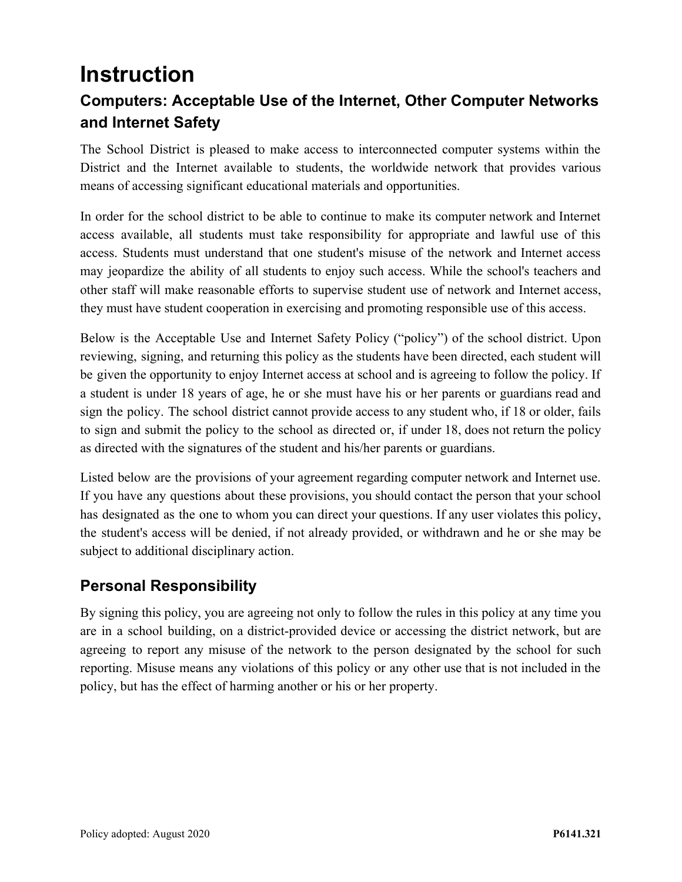# Instruction

## Computers: Acceptable Use of the Internet, Other Computer Networks and Internet Safety

The School District is pleased to make access to interconnected computer systems within the District and the Internet available to students, the worldwide network that provides various means of accessing significant educational materials and opportunities.

In order for the school district to be able to continue to make its computer network and Internet access available, all students must take responsibility for appropriate and lawful use of this access. Students must understand that one student's misuse of the network and Internet access may jeopardize the ability of all students to enjoy such access. While the school's teachers and other staff will make reasonable efforts to supervise student use of network and Internet access, they must have student cooperation in exercising and promoting responsible use of this access.

Below is the Acceptable Use and Internet Safety Policy ("policy") of the school district. Upon reviewing, signing, and returning this policy as the students have been directed, each student will be given the opportunity to enjoy Internet access at school and is agreeing to follow the policy. If a student is under 18 years of age, he or she must have his or her parents or guardians read and sign the policy. The school district cannot provide access to any student who, if 18 or older, fails to sign and submit the policy to the school as directed or, if under 18, does not return the policy as directed with the signatures of the student and his/her parents or guardians.

Listed below are the provisions of your agreement regarding computer network and Internet use. If you have any questions about these provisions, you should contact the person that your school has designated as the one to whom you can direct your questions. If any user violates this policy, the student's access will be denied, if not already provided, or withdrawn and he or she may be subject to additional disciplinary action.

## Personal Responsibility

By signing this policy, you are agreeing not only to follow the rules in this policy at any time you are in a school building, on a district-provided device or accessing the district network, but are agreeing to report any misuse of the network to the person designated by the school for such reporting. Misuse means any violations of this policy or any other use that is not included in the policy, but has the effect of harming another or his or her property.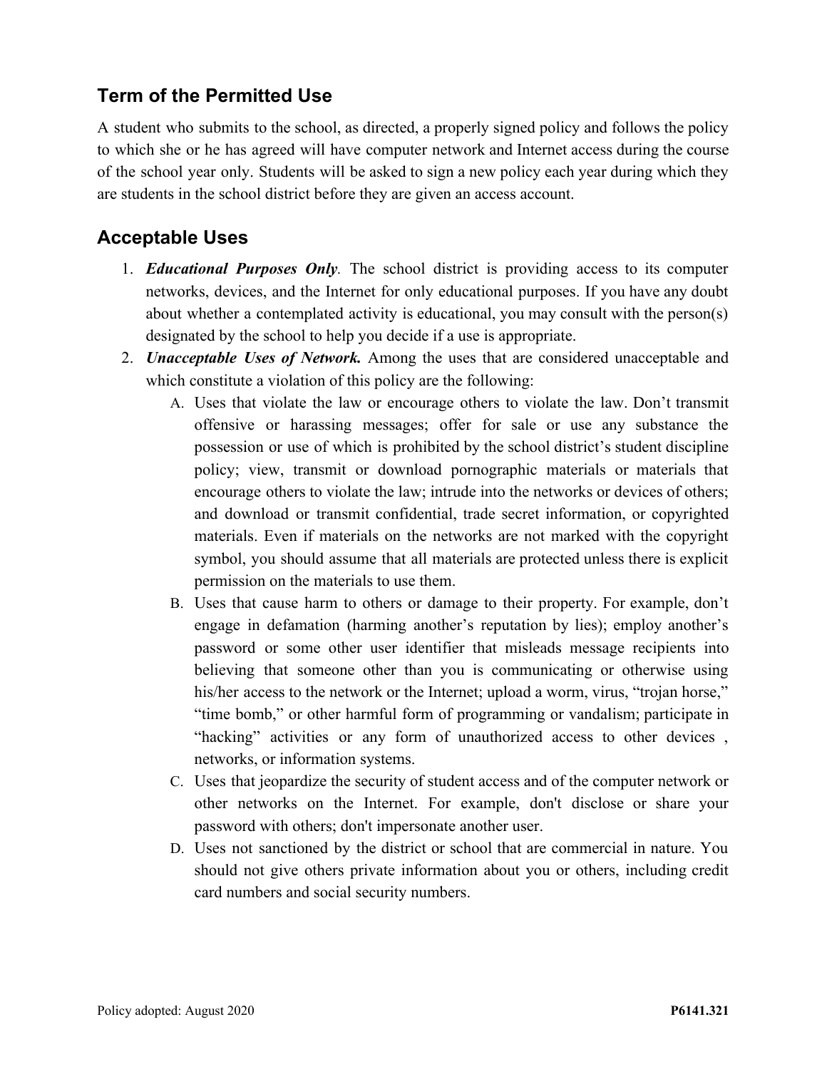## Term of the Permitted Use

A student who submits to the school, as directed, a properly signed policy and follows the policy to which she or he has agreed will have computer network and Internet access during the course of the school year only. Students will be asked to sign a new policy each year during which they are students in the school district before they are given an access account.

## Acceptable Uses

1. ***Educational Purposes Only***. The school district is providing access to its computer networks, devices, and the Internet for only educational purposes. If you have any doubt about whether a contemplated activity is educational, you may consult with the person(s) designated by the school to help you decide if a use is appropriate.
2. ***Unacceptable Uses of Network.*** Among the uses that are considered unacceptable and which constitute a violation of this policy are the following:
   A. Uses that violate the law or encourage others to violate the law. Don't transmit offensive or harassing messages; offer for sale or use any substance the possession or use of which is prohibited by the school district's student discipline policy; view, transmit or download pornographic materials or materials that encourage others to violate the law; intrude into the networks or devices of others; and download or transmit confidential, trade secret information, or copyrighted materials. Even if materials on the networks are not marked with the copyright symbol, you should assume that all materials are protected unless there is explicit permission on the materials to use them.

   B. Uses that cause harm to others or damage to their property. For example, don't engage in defamation (harming another's reputation by lies); employ another's password or some other user identifier that misleads message recipients into believing that someone other than you is communicating or otherwise using his/her access to the network or the Internet; upload a worm, virus, "trojan horse," "time bomb," or other harmful form of programming or vandalism; participate in "hacking" activities or any form of unauthorized access to other devices , networks, or information systems.

   C. Uses that jeopardize the security of student access and of the computer network or other networks on the Internet. For example, don't disclose or share your password with others; don't impersonate another user.

   D. Uses not sanctioned by the district or school that are commercial in nature. You should not give others private information about you or others, including credit card numbers and social security numbers.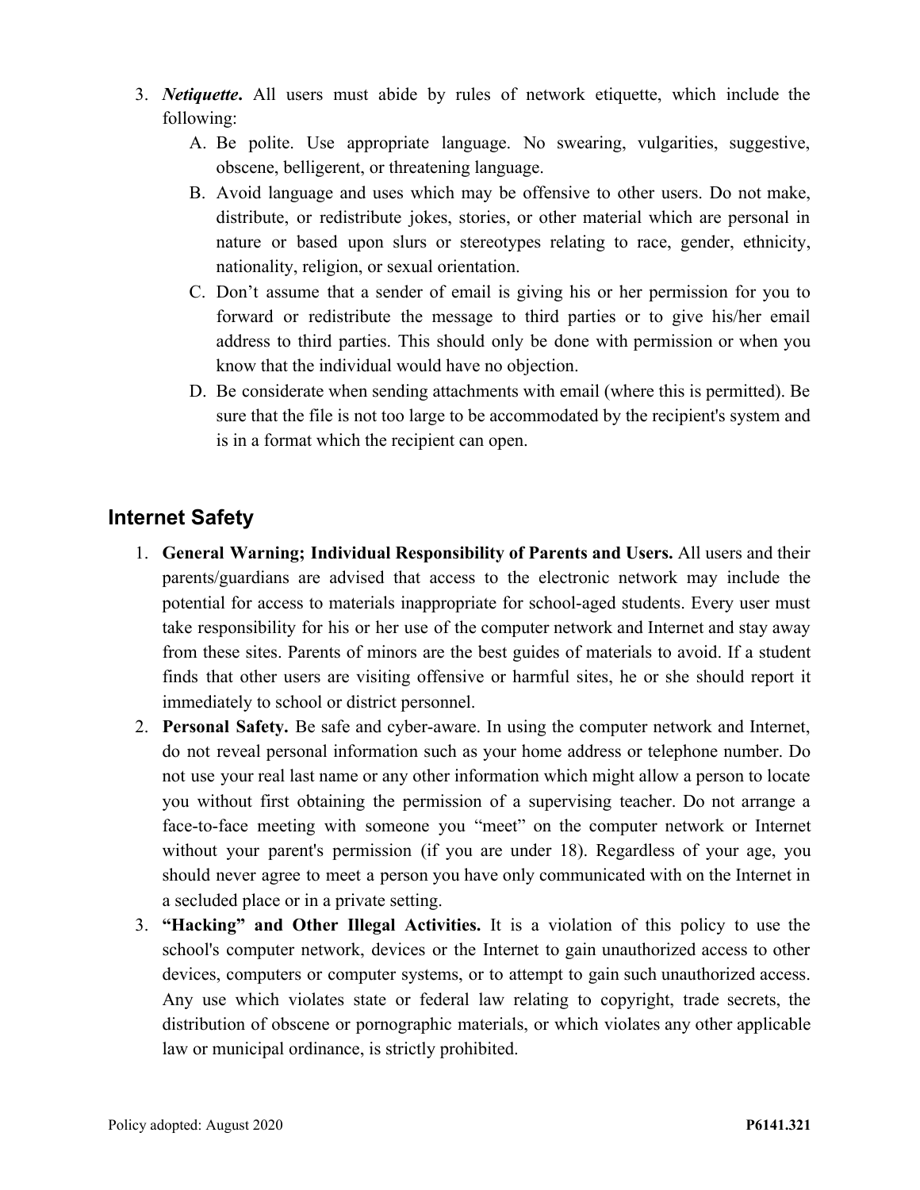3. ***Netiquette*****.** All users must abide by rules of network etiquette, which include the following:
   A. Be polite. Use appropriate language. No swearing, vulgarities, suggestive, obscene, belligerent, or threatening language.
   B. Avoid language and uses which may be offensive to other users. Do not make, distribute, or redistribute jokes, stories, or other material which are personal in nature or based upon slurs or stereotypes relating to race, gender, ethnicity, nationality, religion, or sexual orientation.
   C. Don't assume that a sender of email is giving his or her permission for you to forward or redistribute the message to third parties or to give his/her email address to third parties. This should only be done with permission or when you know that the individual would have no objection.
   D. Be considerate when sending attachments with email (where this is permitted). Be sure that the file is not too large to be accommodated by the recipient's system and is in a format which the recipient can open.

## Internet Safety

1. **General Warning; Individual Responsibility of Parents and Users.** All users and their parents/guardians are advised that access to the electronic network may include the potential for access to materials inappropriate for school-aged students. Every user must take responsibility for his or her use of the computer network and Internet and stay away from these sites. Parents of minors are the best guides of materials to avoid. If a student finds that other users are visiting offensive or harmful sites, he or she should report it immediately to school or district personnel.
2. **Personal Safety.** Be safe and cyber-aware. In using the computer network and Internet, do not reveal personal information such as your home address or telephone number. Do not use your real last name or any other information which might allow a person to locate you without first obtaining the permission of a supervising teacher. Do not arrange a face-to-face meeting with someone you "meet" on the computer network or Internet without your parent's permission (if you are under 18). Regardless of your age, you should never agree to meet a person you have only communicated with on the Internet in a secluded place or in a private setting.
3. **"Hacking" and Other Illegal Activities.** It is a violation of this policy to use the school's computer network, devices or the Internet to gain unauthorized access to other devices, computers or computer systems, or to attempt to gain such unauthorized access. Any use which violates state or federal law relating to copyright, trade secrets, the distribution of obscene or pornographic materials, or which violates any other applicable law or municipal ordinance, is strictly prohibited.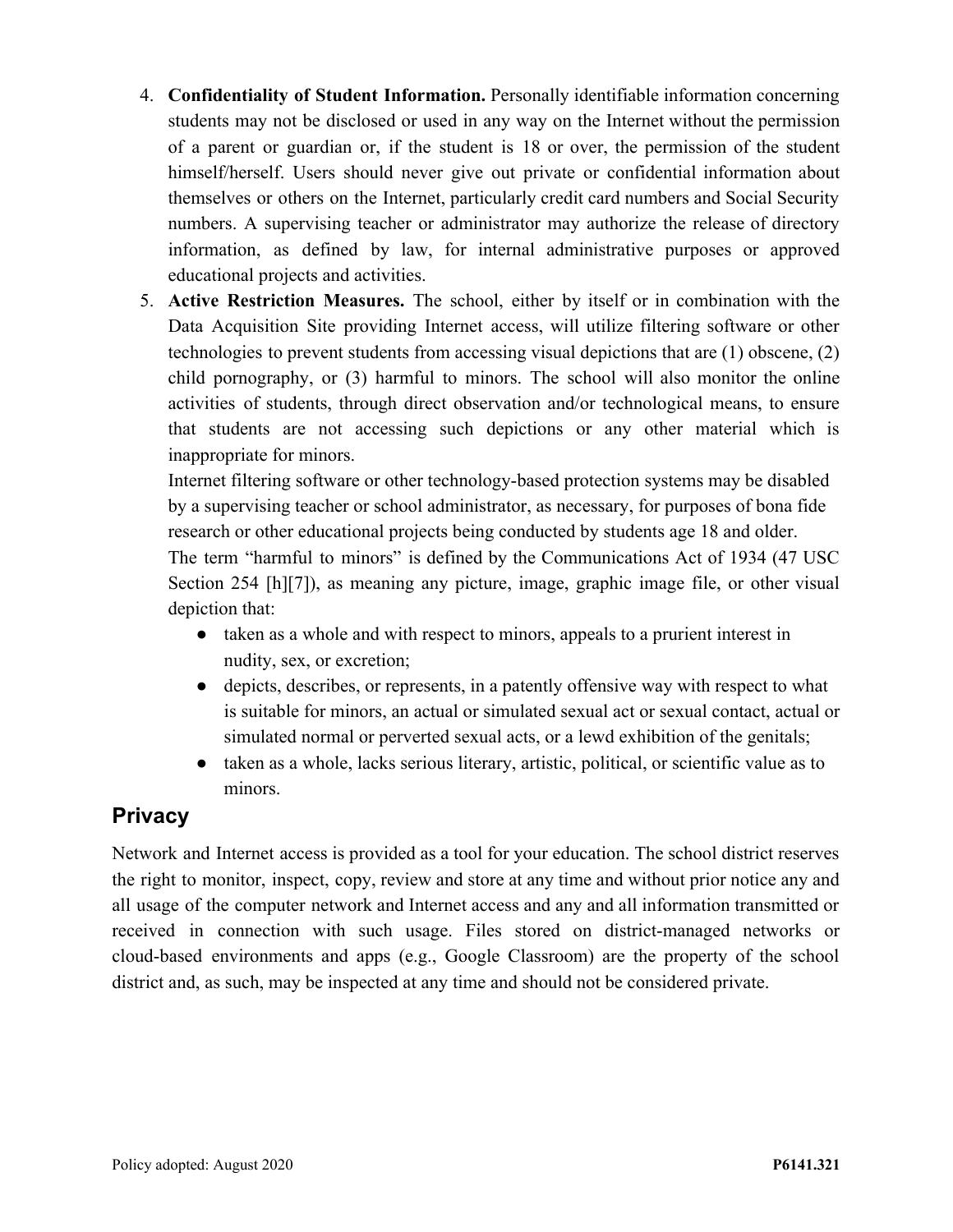4. **Confidentiality of Student Information.** Personally identifiable information concerning students may not be disclosed or used in any way on the Internet without the permission of a parent or guardian or, if the student is 18 or over, the permission of the student himself/herself. Users should never give out private or confidential information about themselves or others on the Internet, particularly credit card numbers and Social Security numbers. A supervising teacher or administrator may authorize the release of directory information, as defined by law, for internal administrative purposes or approved educational projects and activities.
5. **Active Restriction Measures.** The school, either by itself or in combination with the Data Acquisition Site providing Internet access, will utilize filtering software or other technologies to prevent students from accessing visual depictions that are (1) obscene, (2) child pornography, or (3) harmful to minors. The school will also monitor the online activities of students, through direct observation and/or technological means, to ensure that students are not accessing such depictions or any other material which is inappropriate for minors.

   Internet filtering software or other technology-based protection systems may be disabled by a supervising teacher or school administrator, as necessary, for purposes of bona fide research or other educational projects being conducted by students age 18 and older.

   The term "harmful to minors" is defined by the Communications Act of 1934 (47 USC Section 254 [h][7]), as meaning any picture, image, graphic image file, or other visual depiction that:
   - taken as a whole and with respect to minors, appeals to a prurient interest in nudity, sex, or excretion;
   - depicts, describes, or represents, in a patently offensive way with respect to what is suitable for minors, an actual or simulated sexual act or sexual contact, actual or simulated normal or perverted sexual acts, or a lewd exhibition of the genitals;
   - taken as a whole, lacks serious literary, artistic, political, or scientific value as to minors.

## Privacy

Network and Internet access is provided as a tool for your education. The school district reserves the right to monitor, inspect, copy, review and store at any time and without prior notice any and all usage of the computer network and Internet access and any and all information transmitted or received in connection with such usage. Files stored on district-managed networks or cloud-based environments and apps (e.g., Google Classroom) are the property of the school district and, as such, may be inspected at any time and should not be considered private.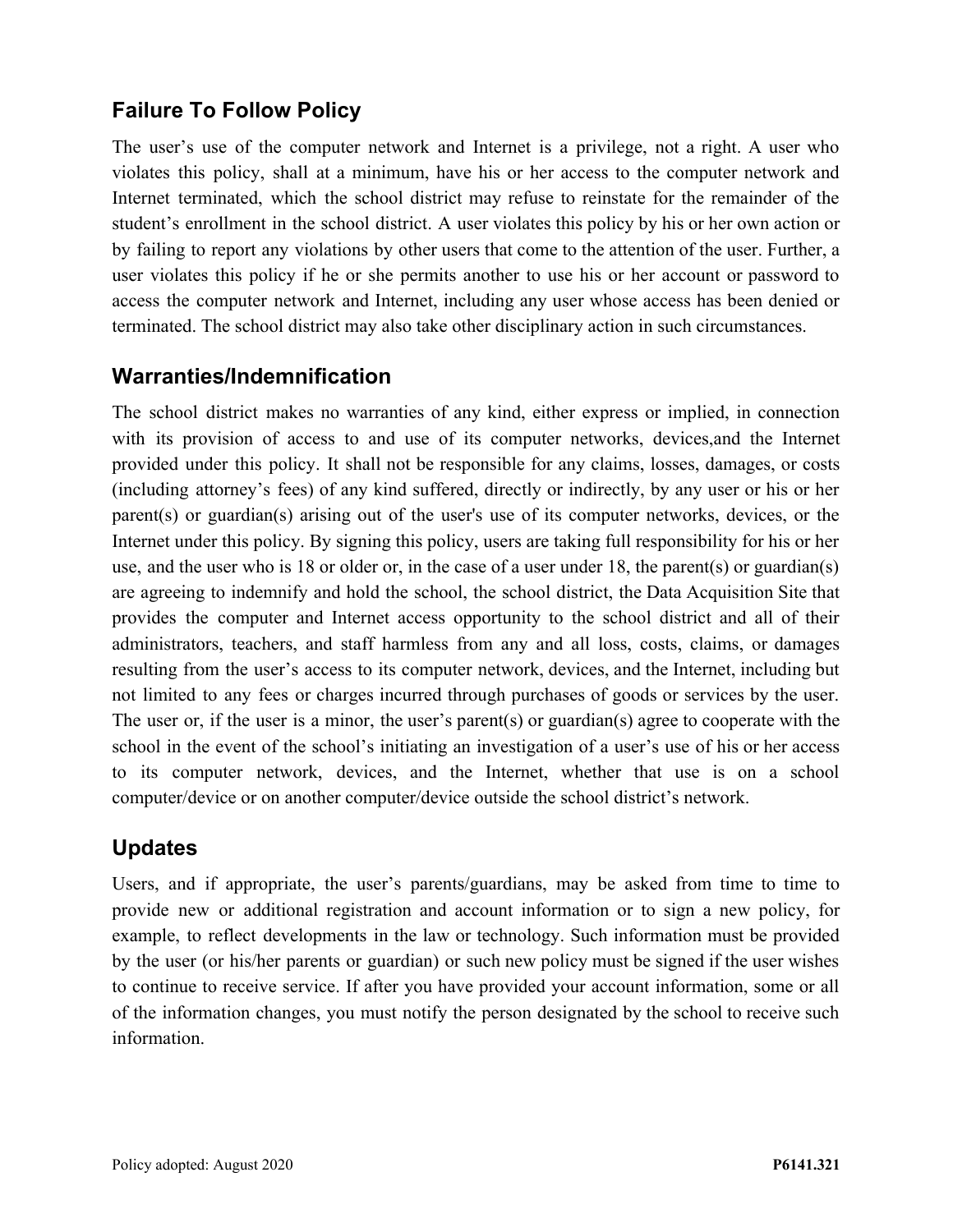## Failure To Follow Policy

The user's use of the computer network and Internet is a privilege, not a right. A user who violates this policy, shall at a minimum, have his or her access to the computer network and Internet terminated, which the school district may refuse to reinstate for the remainder of the student's enrollment in the school district. A user violates this policy by his or her own action or by failing to report any violations by other users that come to the attention of the user. Further, a user violates this policy if he or she permits another to use his or her account or password to access the computer network and Internet, including any user whose access has been denied or terminated. The school district may also take other disciplinary action in such circumstances.

## Warranties/Indemnification

The school district makes no warranties of any kind, either express or implied, in connection with its provision of access to and use of its computer networks, devices,and the Internet provided under this policy. It shall not be responsible for any claims, losses, damages, or costs (including attorney's fees) of any kind suffered, directly or indirectly, by any user or his or her parent(s) or guardian(s) arising out of the user's use of its computer networks, devices, or the Internet under this policy. By signing this policy, users are taking full responsibility for his or her use, and the user who is 18 or older or, in the case of a user under 18, the parent(s) or guardian(s) are agreeing to indemnify and hold the school, the school district, the Data Acquisition Site that provides the computer and Internet access opportunity to the school district and all of their administrators, teachers, and staff harmless from any and all loss, costs, claims, or damages resulting from the user's access to its computer network, devices, and the Internet, including but not limited to any fees or charges incurred through purchases of goods or services by the user. The user or, if the user is a minor, the user's parent(s) or guardian(s) agree to cooperate with the school in the event of the school's initiating an investigation of a user's use of his or her access to its computer network, devices, and the Internet, whether that use is on a school computer/device or on another computer/device outside the school district's network.

## Updates

Users, and if appropriate, the user's parents/guardians, may be asked from time to time to provide new or additional registration and account information or to sign a new policy, for example, to reflect developments in the law or technology. Such information must be provided by the user (or his/her parents or guardian) or such new policy must be signed if the user wishes to continue to receive service. If after you have provided your account information, some or all of the information changes, you must notify the person designated by the school to receive such information.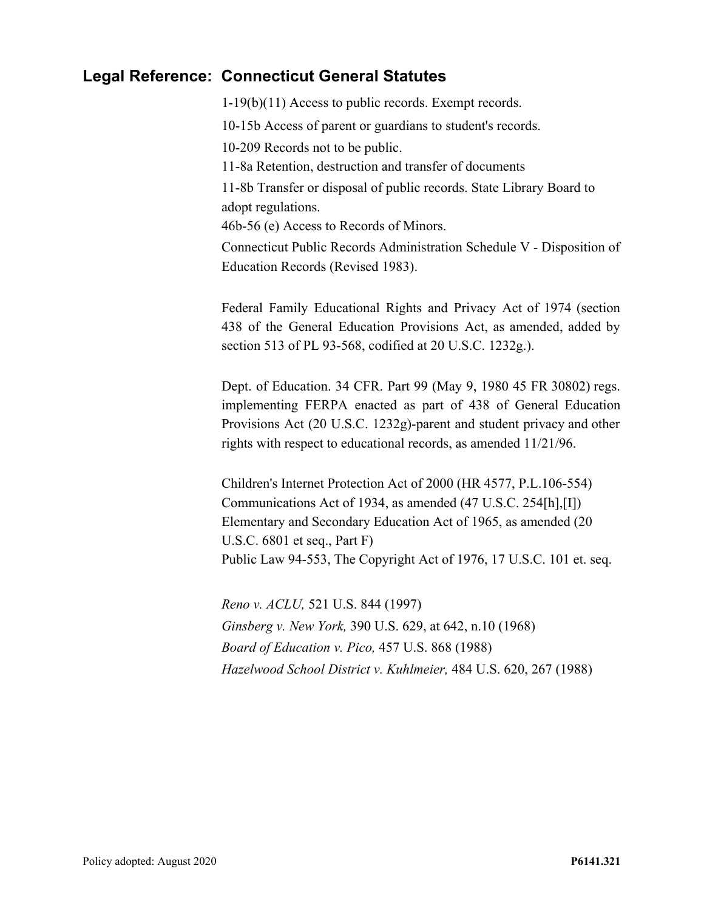## Legal Reference: Connecticut General Statutes

1-19(b)(11) Access to public records. Exempt records.

10-15b Access of parent or guardians to student's records.

10-209 Records not to be public.

11-8a Retention, destruction and transfer of documents

11-8b Transfer or disposal of public records. State Library Board to adopt regulations.

46b-56 (e) Access to Records of Minors.

Connecticut Public Records Administration Schedule V - Disposition of Education Records (Revised 1983).

Federal Family Educational Rights and Privacy Act of 1974 (section 438 of the General Education Provisions Act, as amended, added by section 513 of PL 93-568, codified at 20 U.S.C. 1232g.).

Dept. of Education. 34 CFR. Part 99 (May 9, 1980 45 FR 30802) regs. implementing FERPA enacted as part of 438 of General Education Provisions Act (20 U.S.C. 1232g)-parent and student privacy and other rights with respect to educational records, as amended 11/21/96.

Children's Internet Protection Act of 2000 (HR 4577, P.L.106-554)
Communications Act of 1934, as amended (47 U.S.C. 254[h],[I])
Elementary and Secondary Education Act of 1965, as amended (20 U.S.C. 6801 et seq., Part F)
Public Law 94-553, The Copyright Act of 1976, 17 U.S.C. 101 et. seq.

*Reno v. ACLU,* 521 U.S. 844 (1997)
*Ginsberg v. New York,* 390 U.S. 629, at 642, n.10 (1968)
*Board of Education v. Pico,* 457 U.S. 868 (1988)
*Hazelwood School District v. Kuhlmeier,* 484 U.S. 620, 267 (1988)

Policy adopted: August 2020 **P6141.321**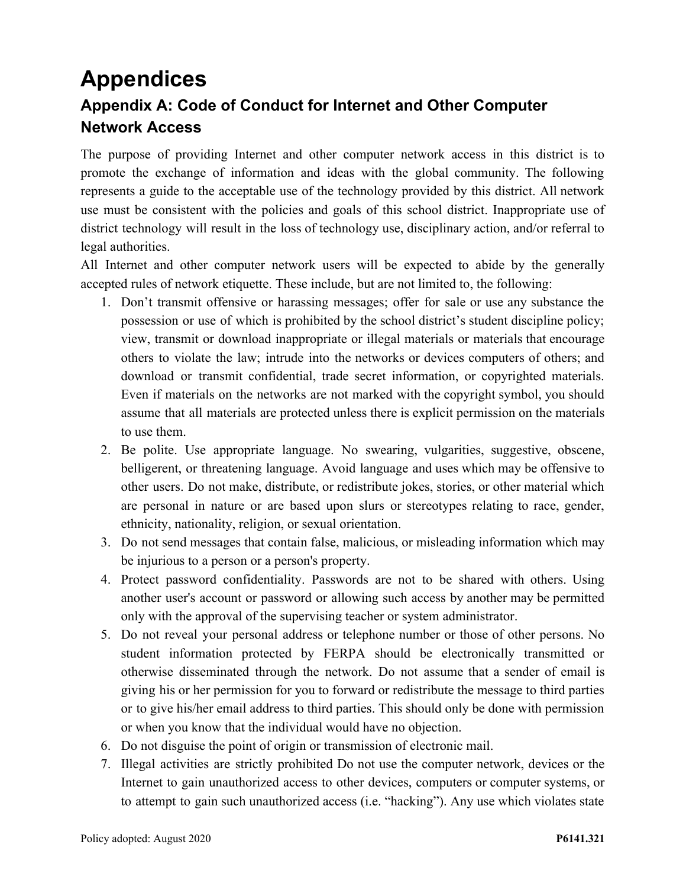# Appendices

## Appendix A: Code of Conduct for Internet and Other Computer Network Access

The purpose of providing Internet and other computer network access in this district is to promote the exchange of information and ideas with the global community. The following represents a guide to the acceptable use of the technology provided by this district. All network use must be consistent with the policies and goals of this school district. Inappropriate use of district technology will result in the loss of technology use, disciplinary action, and/or referral to legal authorities.

All Internet and other computer network users will be expected to abide by the generally accepted rules of network etiquette. These include, but are not limited to, the following:

1. Don't transmit offensive or harassing messages; offer for sale or use any substance the possession or use of which is prohibited by the school district's student discipline policy; view, transmit or download inappropriate or illegal materials or materials that encourage others to violate the law; intrude into the networks or devices computers of others; and download or transmit confidential, trade secret information, or copyrighted materials. Even if materials on the networks are not marked with the copyright symbol, you should assume that all materials are protected unless there is explicit permission on the materials to use them.
2. Be polite. Use appropriate language. No swearing, vulgarities, suggestive, obscene, belligerent, or threatening language. Avoid language and uses which may be offensive to other users. Do not make, distribute, or redistribute jokes, stories, or other material which are personal in nature or are based upon slurs or stereotypes relating to race, gender, ethnicity, nationality, religion, or sexual orientation.
3. Do not send messages that contain false, malicious, or misleading information which may be injurious to a person or a person's property.
4. Protect password confidentiality. Passwords are not to be shared with others. Using another user's account or password or allowing such access by another may be permitted only with the approval of the supervising teacher or system administrator.
5. Do not reveal your personal address or telephone number or those of other persons. No student information protected by FERPA should be electronically transmitted or otherwise disseminated through the network. Do not assume that a sender of email is giving his or her permission for you to forward or redistribute the message to third parties or to give his/her email address to third parties. This should only be done with permission or when you know that the individual would have no objection.
6. Do not disguise the point of origin or transmission of electronic mail.
7. Illegal activities are strictly prohibited Do not use the computer network, devices or the Internet to gain unauthorized access to other devices, computers or computer systems, or to attempt to gain such unauthorized access (i.e. "hacking"). Any use which violates state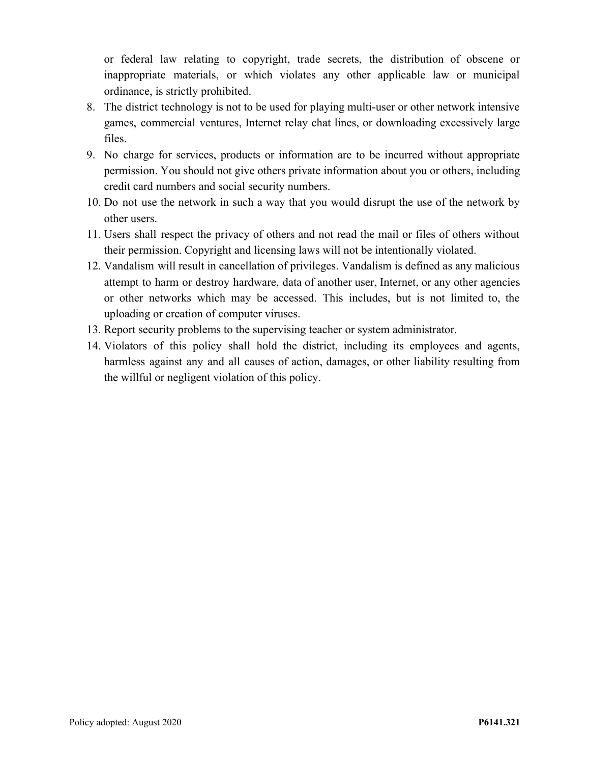or federal law relating to copyright, trade secrets, the distribution of obscene or inappropriate materials, or which violates any other applicable law or municipal ordinance, is strictly prohibited.

8. The district technology is not to be used for playing multi-user or other network intensive games, commercial ventures, Internet relay chat lines, or downloading excessively large files.
9. No charge for services, products or information are to be incurred without appropriate permission. You should not give others private information about you or others, including credit card numbers and social security numbers.
10. Do not use the network in such a way that you would disrupt the use of the network by other users.
11. Users shall respect the privacy of others and not read the mail or files of others without their permission. Copyright and licensing laws will not be intentionally violated.
12. Vandalism will result in cancellation of privileges. Vandalism is defined as any malicious attempt to harm or destroy hardware, data of another user, Internet, or any other agencies or other networks which may be accessed. This includes, but is not limited to, the uploading or creation of computer viruses.
13. Report security problems to the supervising teacher or system administrator.
14. Violators of this policy shall hold the district, including its employees and agents, harmless against any and all causes of action, damages, or other liability resulting from the willful or negligent violation of this policy.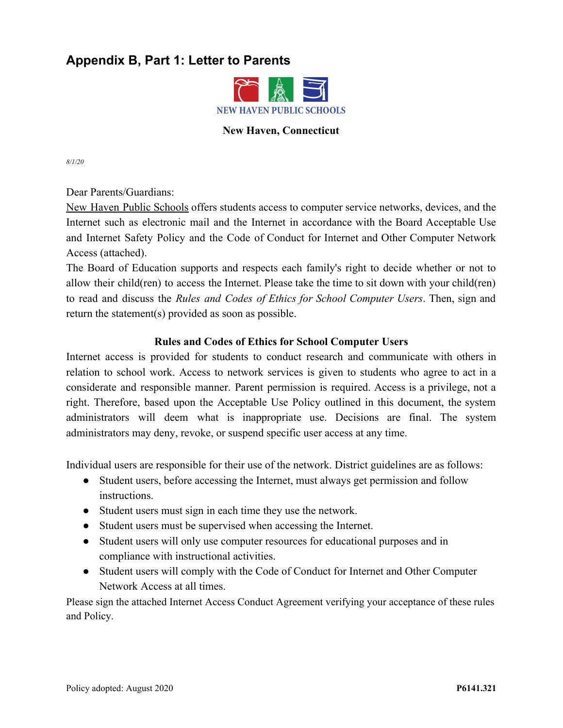## Appendix B, Part 1: Letter to Parents

NEW HAVEN PUBLIC SCHOOLS

**New Haven, Connecticut**

*8/1/20*

Dear Parents/Guardians:

New Haven Public Schools offers students access to computer service networks, devices, and the Internet such as electronic mail and the Internet in accordance with the Board Acceptable Use and Internet Safety Policy and the Code of Conduct for Internet and Other Computer Network Access (attached).

The Board of Education supports and respects each family's right to decide whether or not to allow their child(ren) to access the Internet. Please take the time to sit down with your child(ren) to read and discuss the *Rules and Codes of Ethics for School Computer Users*. Then, sign and return the statement(s) provided as soon as possible.

**Rules and Codes of Ethics for School Computer Users**

Internet access is provided for students to conduct research and communicate with others in relation to school work. Access to network services is given to students who agree to act in a considerate and responsible manner. Parent permission is required. Access is a privilege, not a right. Therefore, based upon the Acceptable Use Policy outlined in this document, the system administrators will deem what is inappropriate use. Decisions are final. The system administrators may deny, revoke, or suspend specific user access at any time.

Individual users are responsible for their use of the network. District guidelines are as follows:

- Student users, before accessing the Internet, must always get permission and follow instructions.
- Student users must sign in each time they use the network.
- Student users must be supervised when accessing the Internet.
- Student users will only use computer resources for educational purposes and in compliance with instructional activities.
- Student users will comply with the Code of Conduct for Internet and Other Computer Network Access at all times.

Please sign the attached Internet Access Conduct Agreement verifying your acceptance of these rules and Policy.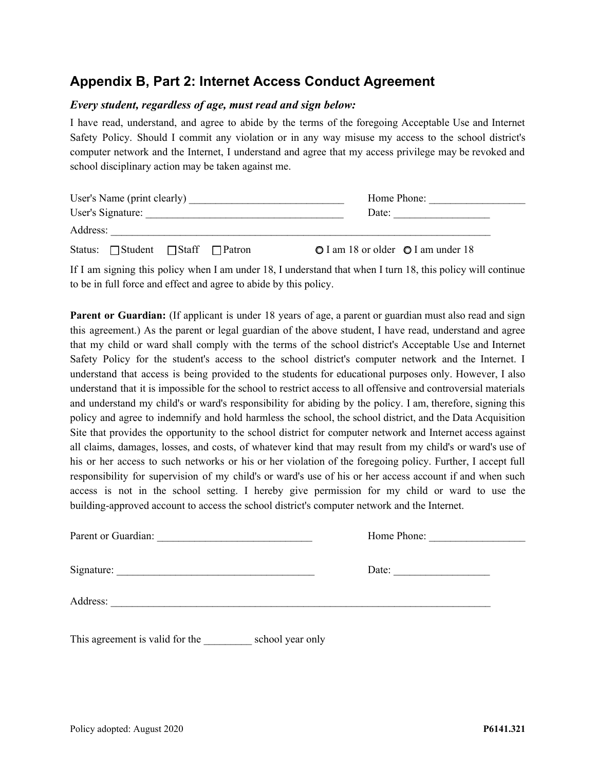## Appendix B, Part 2: Internet Access Conduct Agreement

***Every student, regardless of age, must read and sign below:***

I have read, understand, and agree to abide by the terms of the foregoing Acceptable Use and Internet Safety Policy. Should I commit any violation or in any way misuse my access to the school district's computer network and the Internet, I understand and agree that my access privilege may be revoked and school disciplinary action may be taken against me.

User's Name (print clearly) ______________________________ Home Phone: __________________

User's Signature: ______________________________________ Date: __________________

Address: ____________________________________________________________________________

Status: ☐ Student ☐ Staff ☐ Patron ○ I am 18 or older ○ I am under 18

If I am signing this policy when I am under 18, I understand that when I turn 18, this policy will continue to be in full force and effect and agree to abide by this policy.

**Parent or Guardian:** (If applicant is under 18 years of age, a parent or guardian must also read and sign this agreement.) As the parent or legal guardian of the above student, I have read, understand and agree that my child or ward shall comply with the terms of the school district's Acceptable Use and Internet Safety Policy for the student's access to the school district's computer network and the Internet. I understand that access is being provided to the students for educational purposes only. However, I also understand that it is impossible for the school to restrict access to all offensive and controversial materials and understand my child's or ward's responsibility for abiding by the policy. I am, therefore, signing this policy and agree to indemnify and hold harmless the school, the school district, and the Data Acquisition Site that provides the opportunity to the school district for computer network and Internet access against all claims, damages, losses, and costs, of whatever kind that may result from my child's or ward's use of his or her access to such networks or his or her violation of the foregoing policy. Further, I accept full responsibility for supervision of my child's or ward's use of his or her access account if and when such access is not in the school setting. I hereby give permission for my child or ward to use the building-approved account to access the school district's computer network and the Internet.

Parent or Guardian: ______________________________ Home Phone: __________________

Signature: ______________________________________ Date: __________________

Address: ____________________________________________________________________________

This agreement is valid for the _________ school year only

Policy adopted: August 2020 **P6141.321**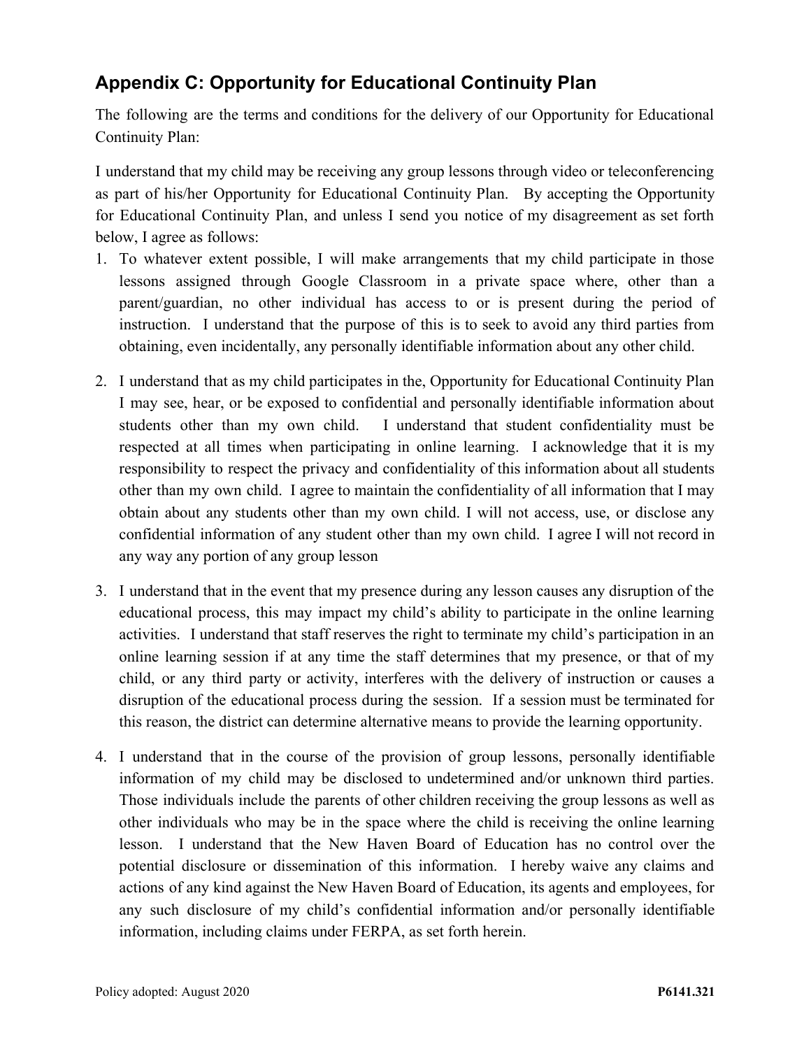## Appendix C: Opportunity for Educational Continuity Plan

The following are the terms and conditions for the delivery of our Opportunity for Educational Continuity Plan:

I understand that my child may be receiving any group lessons through video or teleconferencing as part of his/her Opportunity for Educational Continuity Plan. By accepting the Opportunity for Educational Continuity Plan, and unless I send you notice of my disagreement as set forth below, I agree as follows:

1. To whatever extent possible, I will make arrangements that my child participate in those lessons assigned through Google Classroom in a private space where, other than a parent/guardian, no other individual has access to or is present during the period of instruction. I understand that the purpose of this is to seek to avoid any third parties from obtaining, even incidentally, any personally identifiable information about any other child.

2. I understand that as my child participates in the, Opportunity for Educational Continuity Plan I may see, hear, or be exposed to confidential and personally identifiable information about students other than my own child. I understand that student confidentiality must be respected at all times when participating in online learning. I acknowledge that it is my responsibility to respect the privacy and confidentiality of this information about all students other than my own child. I agree to maintain the confidentiality of all information that I may obtain about any students other than my own child. I will not access, use, or disclose any confidential information of any student other than my own child. I agree I will not record in any way any portion of any group lesson

3. I understand that in the event that my presence during any lesson causes any disruption of the educational process, this may impact my child's ability to participate in the online learning activities. I understand that staff reserves the right to terminate my child's participation in an online learning session if at any time the staff determines that my presence, or that of my child, or any third party or activity, interferes with the delivery of instruction or causes a disruption of the educational process during the session. If a session must be terminated for this reason, the district can determine alternative means to provide the learning opportunity.

4. I understand that in the course of the provision of group lessons, personally identifiable information of my child may be disclosed to undetermined and/or unknown third parties. Those individuals include the parents of other children receiving the group lessons as well as other individuals who may be in the space where the child is receiving the online learning lesson. I understand that the New Haven Board of Education has no control over the potential disclosure or dissemination of this information. I hereby waive any claims and actions of any kind against the New Haven Board of Education, its agents and employees, for any such disclosure of my child's confidential information and/or personally identifiable information, including claims under FERPA, as set forth herein.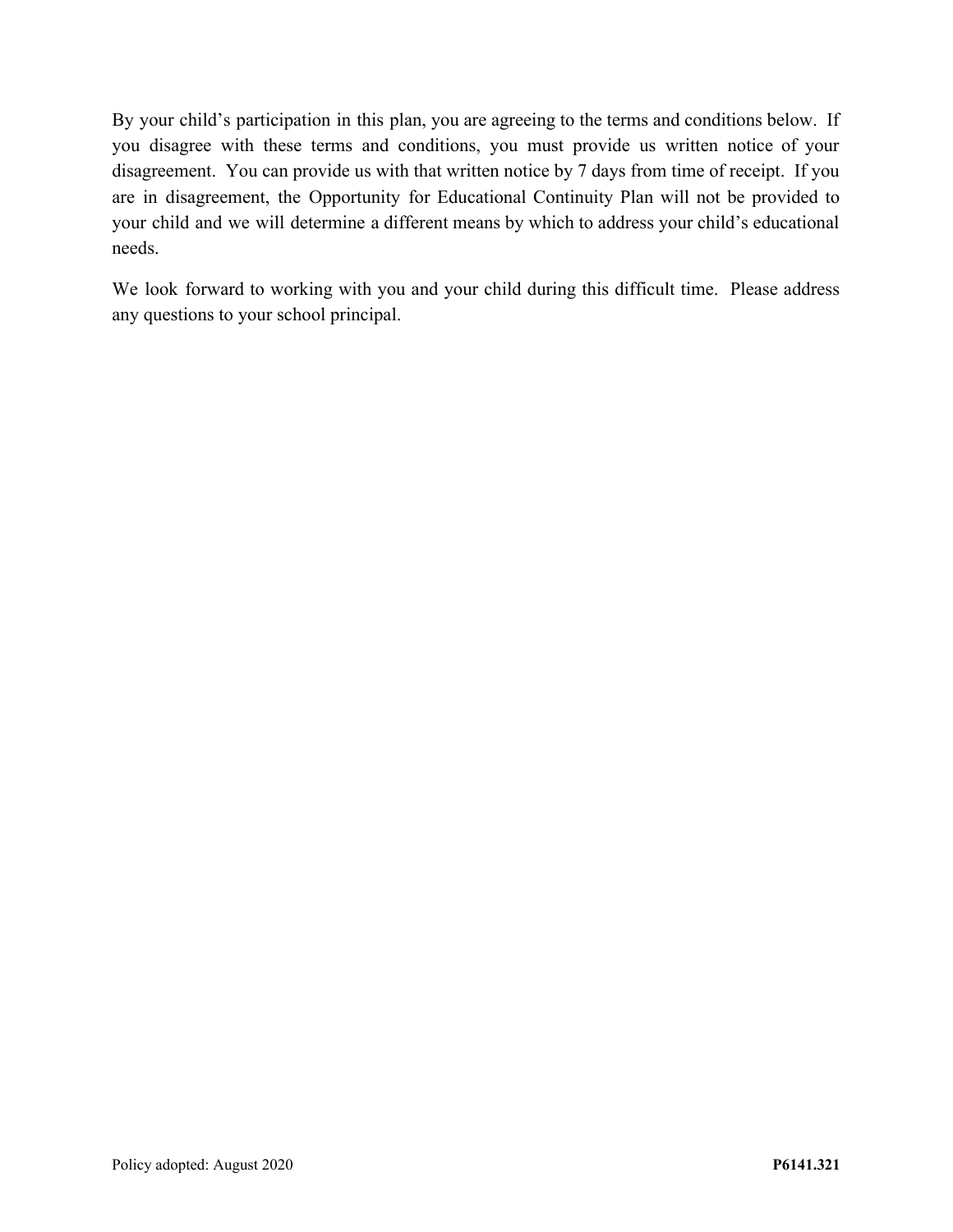By your child's participation in this plan, you are agreeing to the terms and conditions below. If you disagree with these terms and conditions, you must provide us written notice of your disagreement. You can provide us with that written notice by 7 days from time of receipt. If you are in disagreement, the Opportunity for Educational Continuity Plan will not be provided to your child and we will determine a different means by which to address your child's educational needs.

We look forward to working with you and your child during this difficult time. Please address any questions to your school principal.